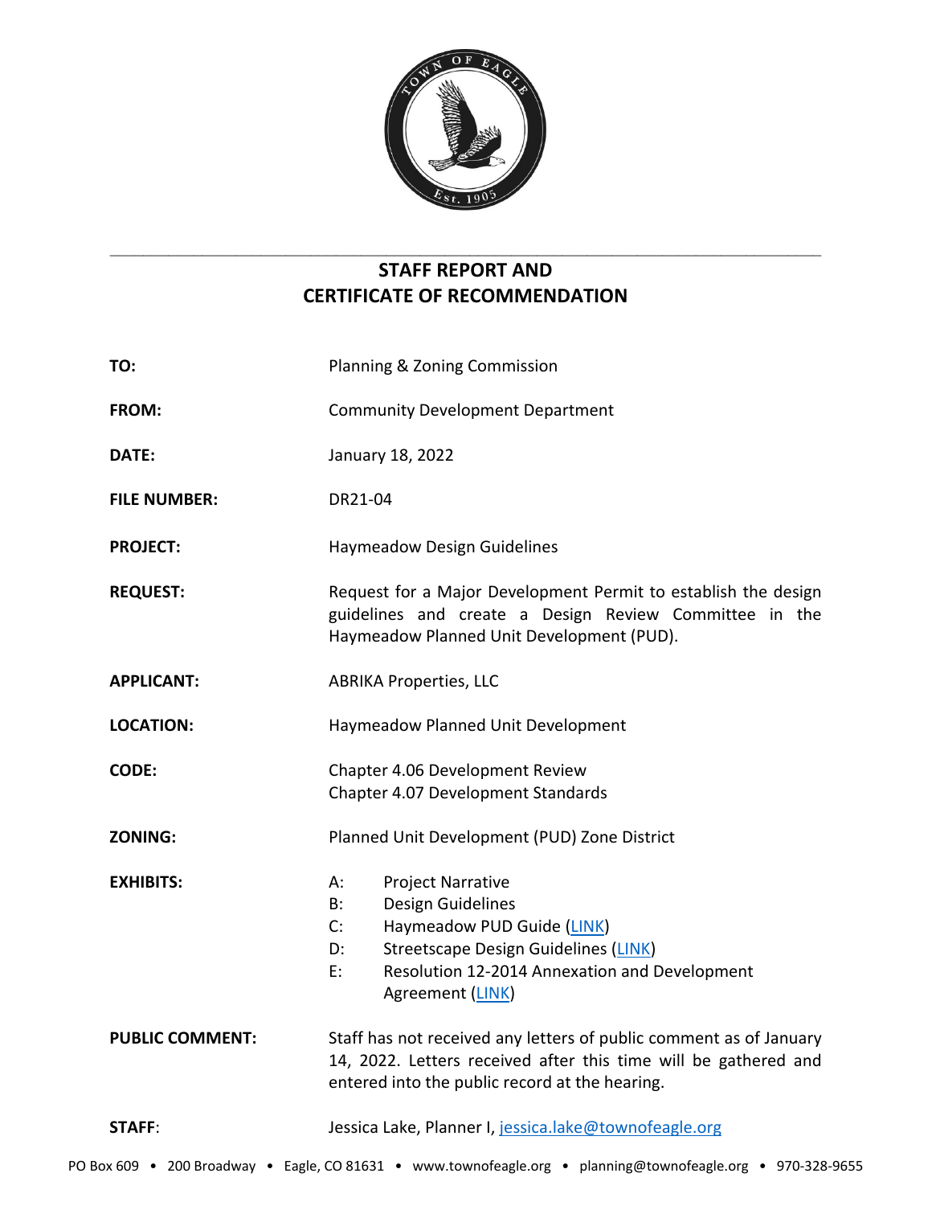# STAFF REPORT AND CERTIFICATE OF RECOMMENDATION

**TO:** Planning & Zoning Commission

**FROM:** Community Development Department

**DATE:** January 18, 2022

**FILE NUMBER:** DR21-04

**PROJECT:** Haymeadow Design Guidelines

**REQUEST:** Request for a Major Development Permit to establish the design guidelines and create a Design Review Committee in the Haymeadow Planned Unit Development (PUD).

**APPLICANT:** ABRIKA Properties, LLC

**LOCATION:** Haymeadow Planned Unit Development

**CODE:** Chapter 4.06 Development Review
Chapter 4.07 Development Standards

**ZONING:** Planned Unit Development (PUD) Zone District

**EXHIBITS:**
- A: Project Narrative
- B: Design Guidelines
- C: Haymeadow PUD Guide (LINK)
- D: Streetscape Design Guidelines (LINK)
- E: Resolution 12-2014 Annexation and Development Agreement (LINK)

**PUBLIC COMMENT:** Staff has not received any letters of public comment as of January 14, 2022. Letters received after this time will be gathered and entered into the public record at the hearing.

**STAFF:** Jessica Lake, Planner I, jessica.lake@townofeagle.org

PO Box 609 • 200 Broadway • Eagle, CO 81631 • www.townofeagle.org • planning@townofeagle.org • 970-328-9655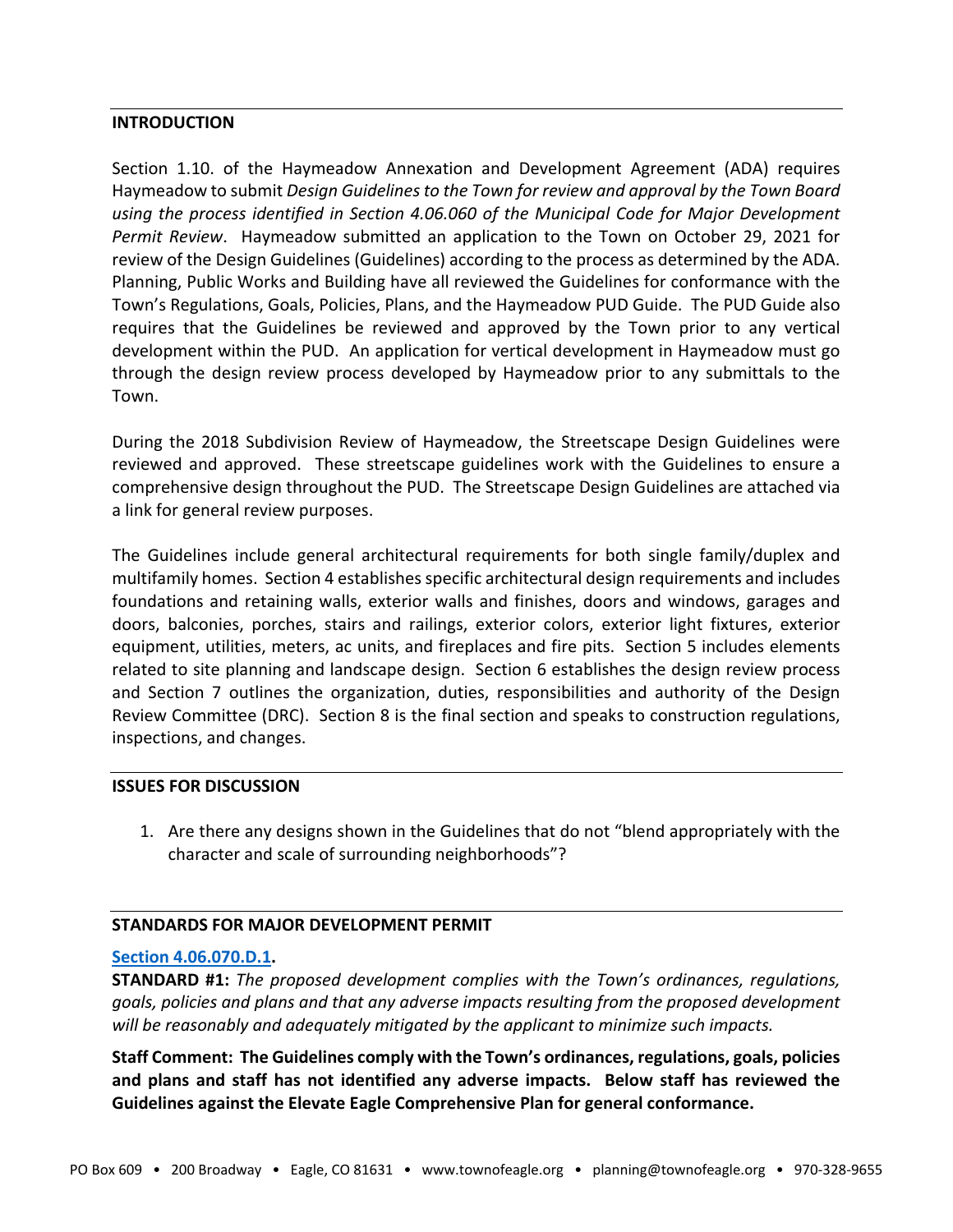## INTRODUCTION

Section 1.10. of the Haymeadow Annexation and Development Agreement (ADA) requires Haymeadow to submit *Design Guidelines to the Town for review and approval by the Town Board using the process identified in Section 4.06.060 of the Municipal Code for Major Development Permit Review*. Haymeadow submitted an application to the Town on October 29, 2021 for review of the Design Guidelines (Guidelines) according to the process as determined by the ADA. Planning, Public Works and Building have all reviewed the Guidelines for conformance with the Town's Regulations, Goals, Policies, Plans, and the Haymeadow PUD Guide. The PUD Guide also requires that the Guidelines be reviewed and approved by the Town prior to any vertical development within the PUD. An application for vertical development in Haymeadow must go through the design review process developed by Haymeadow prior to any submittals to the Town.

During the 2018 Subdivision Review of Haymeadow, the Streetscape Design Guidelines were reviewed and approved. These streetscape guidelines work with the Guidelines to ensure a comprehensive design throughout the PUD. The Streetscape Design Guidelines are attached via a link for general review purposes.

The Guidelines include general architectural requirements for both single family/duplex and multifamily homes. Section 4 establishes specific architectural design requirements and includes foundations and retaining walls, exterior walls and finishes, doors and windows, garages and doors, balconies, porches, stairs and railings, exterior colors, exterior light fixtures, exterior equipment, utilities, meters, ac units, and fireplaces and fire pits. Section 5 includes elements related to site planning and landscape design. Section 6 establishes the design review process and Section 7 outlines the organization, duties, responsibilities and authority of the Design Review Committee (DRC). Section 8 is the final section and speaks to construction regulations, inspections, and changes.

## ISSUES FOR DISCUSSION

1. Are there any designs shown in the Guidelines that do not "blend appropriately with the character and scale of surrounding neighborhoods"?

## STANDARDS FOR MAJOR DEVELOPMENT PERMIT

**Section 4.06.070.D.1.**

**STANDARD #1:** *The proposed development complies with the Town's ordinances, regulations, goals, policies and plans and that any adverse impacts resulting from the proposed development will be reasonably and adequately mitigated by the applicant to minimize such impacts.*

**Staff Comment: The Guidelines comply with the Town's ordinances, regulations, goals, policies and plans and staff has not identified any adverse impacts. Below staff has reviewed the Guidelines against the Elevate Eagle Comprehensive Plan for general conformance.**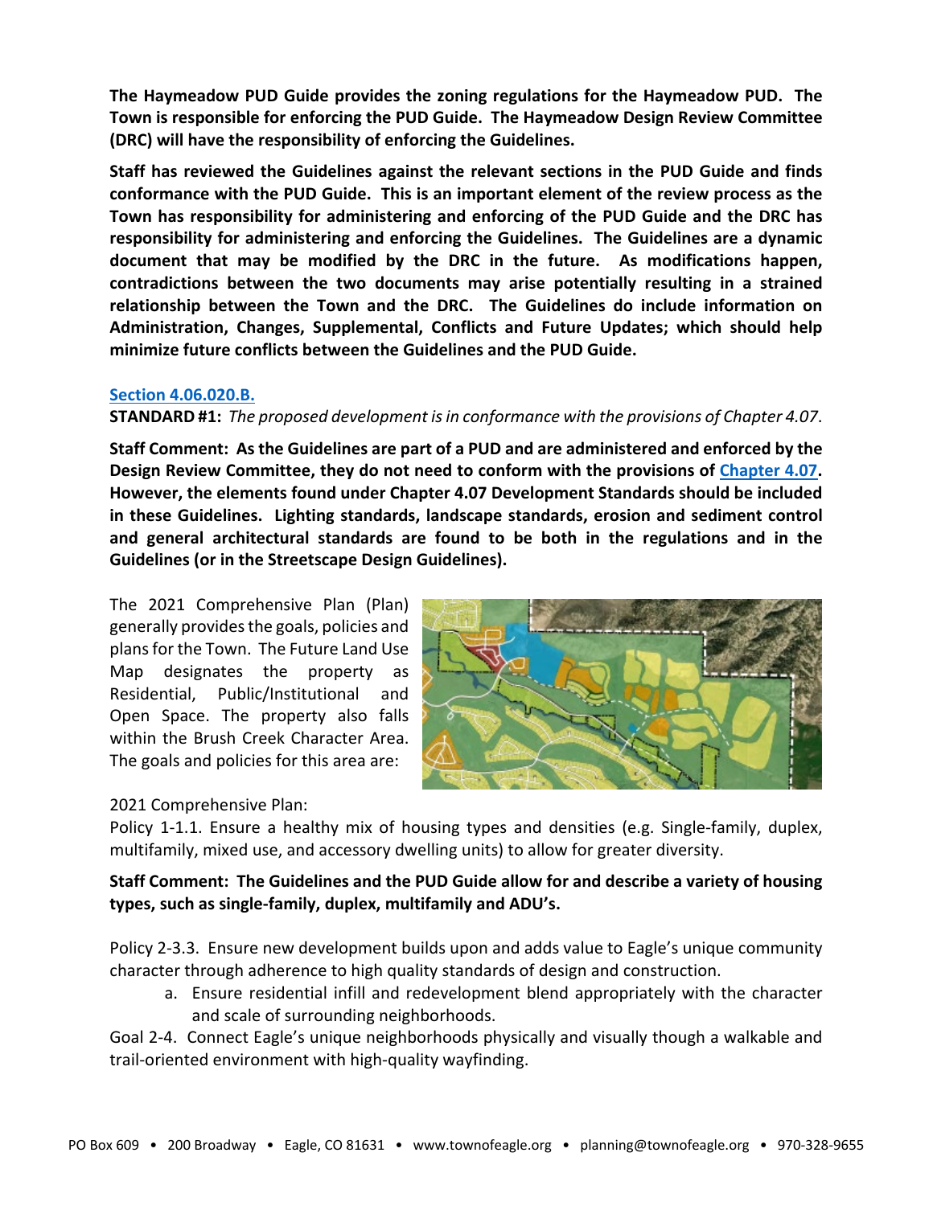**The Haymeadow PUD Guide provides the zoning regulations for the Haymeadow PUD. The Town is responsible for enforcing the PUD Guide. The Haymeadow Design Review Committee (DRC) will have the responsibility of enforcing the Guidelines.**

**Staff has reviewed the Guidelines against the relevant sections in the PUD Guide and finds conformance with the PUD Guide. This is an important element of the review process as the Town has responsibility for administering and enforcing of the PUD Guide and the DRC has responsibility for administering and enforcing the Guidelines. The Guidelines are a dynamic document that may be modified by the DRC in the future. As modifications happen, contradictions between the two documents may arise potentially resulting in a strained relationship between the Town and the DRC. The Guidelines do include information on Administration, Changes, Supplemental, Conflicts and Future Updates; which should help minimize future conflicts between the Guidelines and the PUD Guide.**

**Section 4.06.020.B.**

**STANDARD #1:** *The proposed development is in conformance with the provisions of Chapter 4.07.*

**Staff Comment: As the Guidelines are part of a PUD and are administered and enforced by the Design Review Committee, they do not need to conform with the provisions of Chapter 4.07. However, the elements found under Chapter 4.07 Development Standards should be included in these Guidelines. Lighting standards, landscape standards, erosion and sediment control and general architectural standards are found to be both in the regulations and in the Guidelines (or in the Streetscape Design Guidelines).**

The 2021 Comprehensive Plan (Plan) generally provides the goals, policies and plans for the Town. The Future Land Use Map designates the property as Residential, Public/Institutional and Open Space. The property also falls within the Brush Creek Character Area. The goals and policies for this area are:

2021 Comprehensive Plan:
Policy 1-1.1. Ensure a healthy mix of housing types and densities (e.g. Single-family, duplex, multifamily, mixed use, and accessory dwelling units) to allow for greater diversity.

**Staff Comment: The Guidelines and the PUD Guide allow for and describe a variety of housing types, such as single-family, duplex, multifamily and ADU's.**

Policy 2-3.3. Ensure new development builds upon and adds value to Eagle's unique community character through adherence to high quality standards of design and construction.

a. Ensure residential infill and redevelopment blend appropriately with the character and scale of surrounding neighborhoods.

Goal 2-4. Connect Eagle's unique neighborhoods physically and visually though a walkable and trail-oriented environment with high-quality wayfinding.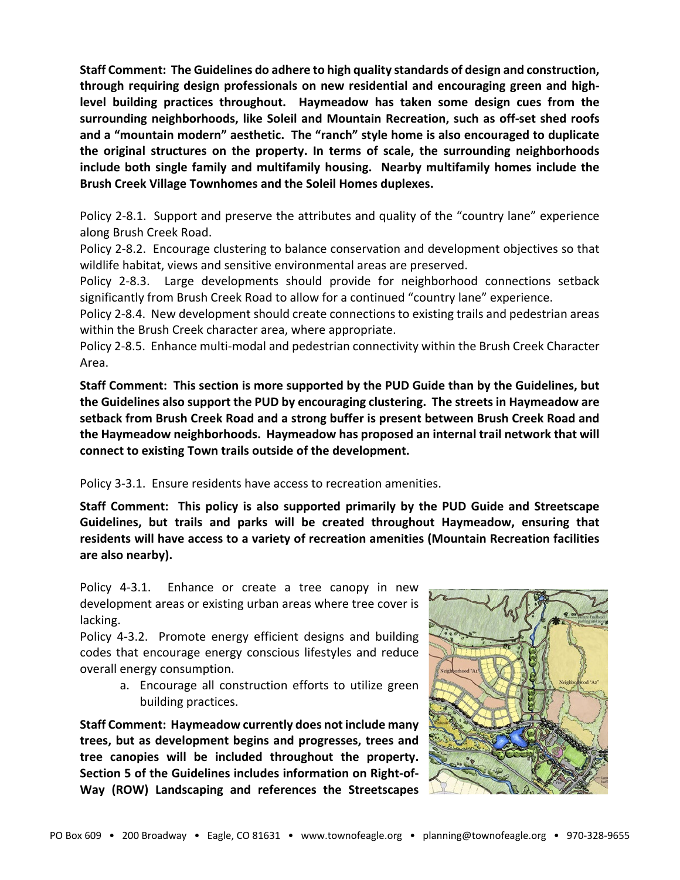**Staff Comment: The Guidelines do adhere to high quality standards of design and construction, through requiring design professionals on new residential and encouraging green and high-level building practices throughout. Haymeadow has taken some design cues from the surrounding neighborhoods, like Soleil and Mountain Recreation, such as off-set shed roofs and a "mountain modern" aesthetic. The "ranch" style home is also encouraged to duplicate the original structures on the property. In terms of scale, the surrounding neighborhoods include both single family and multifamily housing. Nearby multifamily homes include the Brush Creek Village Townhomes and the Soleil Homes duplexes.**

Policy 2-8.1. Support and preserve the attributes and quality of the "country lane" experience along Brush Creek Road.
Policy 2-8.2. Encourage clustering to balance conservation and development objectives so that wildlife habitat, views and sensitive environmental areas are preserved.
Policy 2-8.3. Large developments should provide for neighborhood connections setback significantly from Brush Creek Road to allow for a continued "country lane" experience.
Policy 2-8.4. New development should create connections to existing trails and pedestrian areas within the Brush Creek character area, where appropriate.
Policy 2-8.5. Enhance multi-modal and pedestrian connectivity within the Brush Creek Character Area.

**Staff Comment: This section is more supported by the PUD Guide than by the Guidelines, but the Guidelines also support the PUD by encouraging clustering. The streets in Haymeadow are setback from Brush Creek Road and a strong buffer is present between Brush Creek Road and the Haymeadow neighborhoods. Haymeadow has proposed an internal trail network that will connect to existing Town trails outside of the development.**

Policy 3-3.1. Ensure residents have access to recreation amenities.

**Staff Comment: This policy is also supported primarily by the PUD Guide and Streetscape Guidelines, but trails and parks will be created throughout Haymeadow, ensuring that residents will have access to a variety of recreation amenities (Mountain Recreation facilities are also nearby).**

Policy 4-3.1. Enhance or create a tree canopy in new development areas or existing urban areas where tree cover is lacking.
Policy 4-3.2. Promote energy efficient designs and building codes that encourage energy conscious lifestyles and reduce overall energy consumption.

a. Encourage all construction efforts to utilize green building practices.

**Staff Comment: Haymeadow currently does not include many trees, but as development begins and progresses, trees and tree canopies will be included throughout the property. Section 5 of the Guidelines includes information on Right-of-Way (ROW) Landscaping and references the Streetscapes**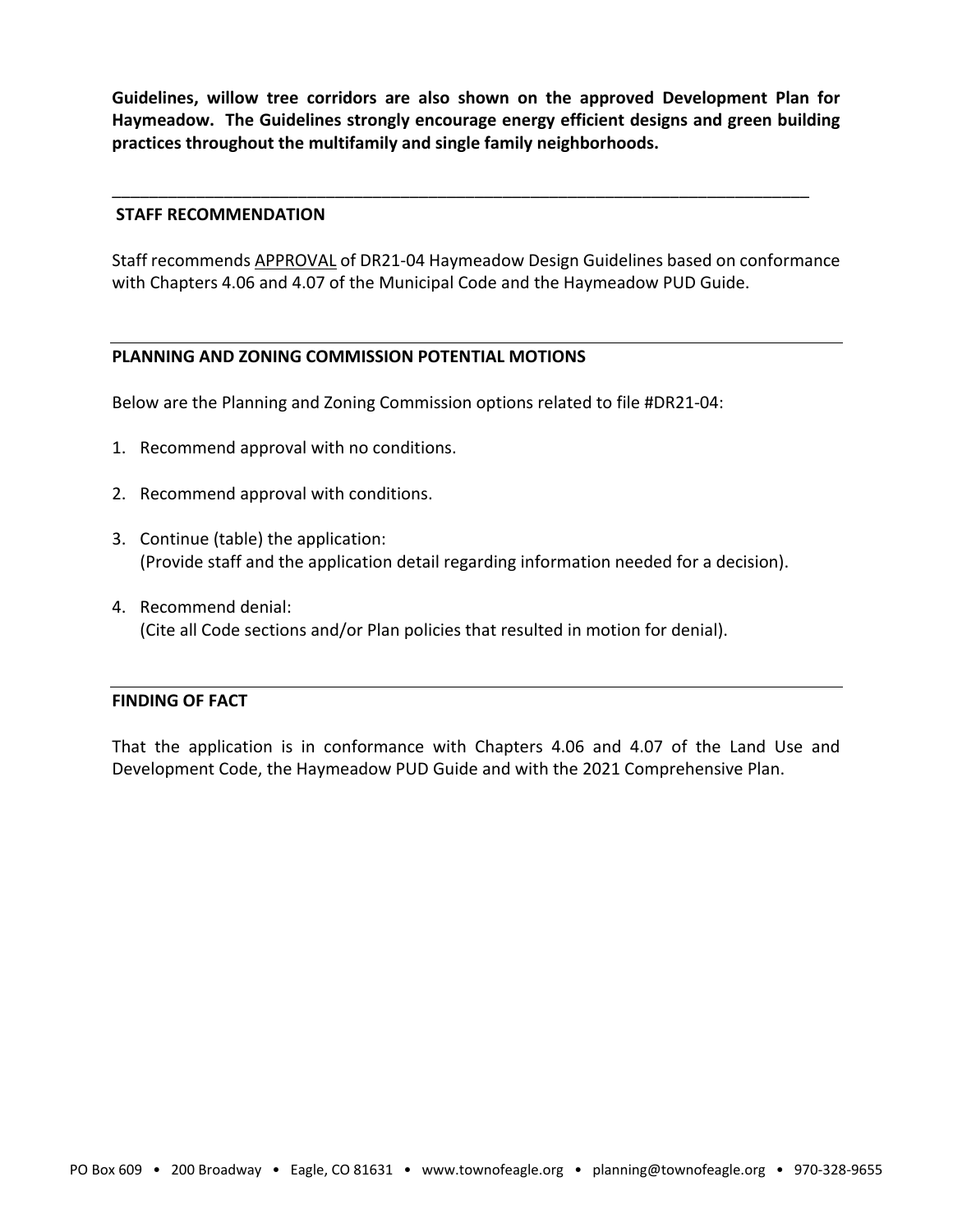**Guidelines, willow tree corridors are also shown on the approved Development Plan for Haymeadow. The Guidelines strongly encourage energy efficient designs and green building practices throughout the multifamily and single family neighborhoods.**

---

## STAFF RECOMMENDATION

Staff recommends APPROVAL of DR21-04 Haymeadow Design Guidelines based on conformance with Chapters 4.06 and 4.07 of the Municipal Code and the Haymeadow PUD Guide.

---

## PLANNING AND ZONING COMMISSION POTENTIAL MOTIONS

Below are the Planning and Zoning Commission options related to file #DR21-04:

1. Recommend approval with no conditions.
2. Recommend approval with conditions.
3. Continue (table) the application:
   (Provide staff and the application detail regarding information needed for a decision).
4. Recommend denial:
   (Cite all Code sections and/or Plan policies that resulted in motion for denial).

---

## FINDING OF FACT

That the application is in conformance with Chapters 4.06 and 4.07 of the Land Use and Development Code, the Haymeadow PUD Guide and with the 2021 Comprehensive Plan.